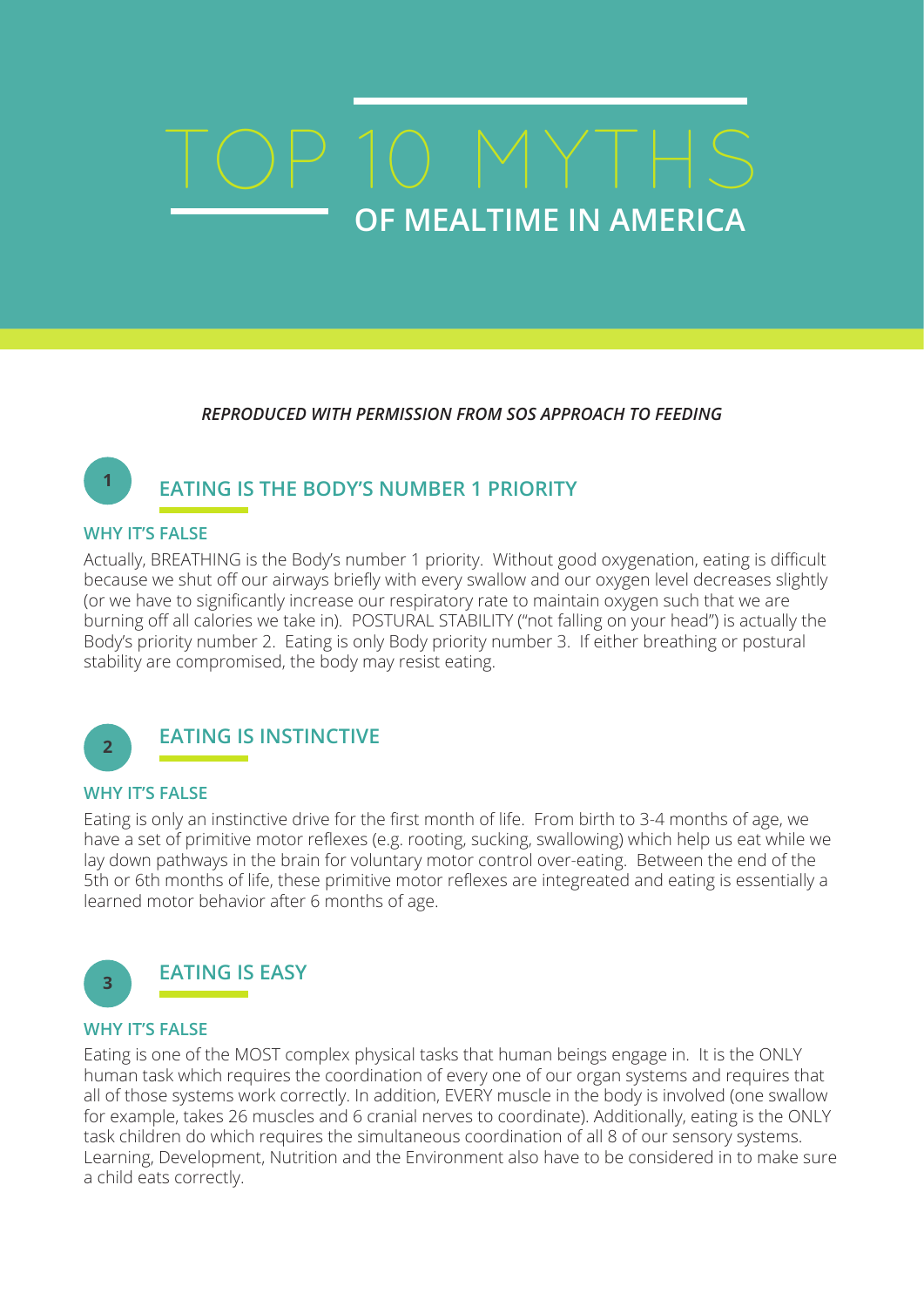# TOP 10 MYTHS

## OF MEALTIME IN AMERICA

***REPRODUCED WITH PERMISSION FROM SOS APPROACH TO FEEDING***

### 1 EATING IS THE BODY'S NUMBER 1 PRIORITY

**WHY IT'S FALSE**

Actually, BREATHING is the Body's number 1 priority. Without good oxygenation, eating is difficult because we shut off our airways briefly with every swallow and our oxygen level decreases slightly (or we have to significantly increase our respiratory rate to maintain oxygen such that we are burning off all calories we take in). POSTURAL STABILITY ("not falling on your head") is actually the Body's priority number 2. Eating is only Body priority number 3. If either breathing or postural stability are compromised, the body may resist eating.

### 2 EATING IS INSTINCTIVE

**WHY IT'S FALSE**

Eating is only an instinctive drive for the first month of life. From birth to 3-4 months of age, we have a set of primitive motor reflexes (e.g. rooting, sucking, swallowing) which help us eat while we lay down pathways in the brain for voluntary motor control over-eating. Between the end of the 5th or 6th months of life, these primitive motor reflexes are integreated and eating is essentially a learned motor behavior after 6 months of age.

### 3 EATING IS EASY

**WHY IT'S FALSE**

Eating is one of the MOST complex physical tasks that human beings engage in. It is the ONLY human task which requires the coordination of every one of our organ systems and requires that all of those systems work correctly. In addition, EVERY muscle in the body is involved (one swallow for example, takes 26 muscles and 6 cranial nerves to coordinate). Additionally, eating is the ONLY task children do which requires the simultaneous coordination of all 8 of our sensory systems. Learning, Development, Nutrition and the Environment also have to be considered in to make sure a child eats correctly.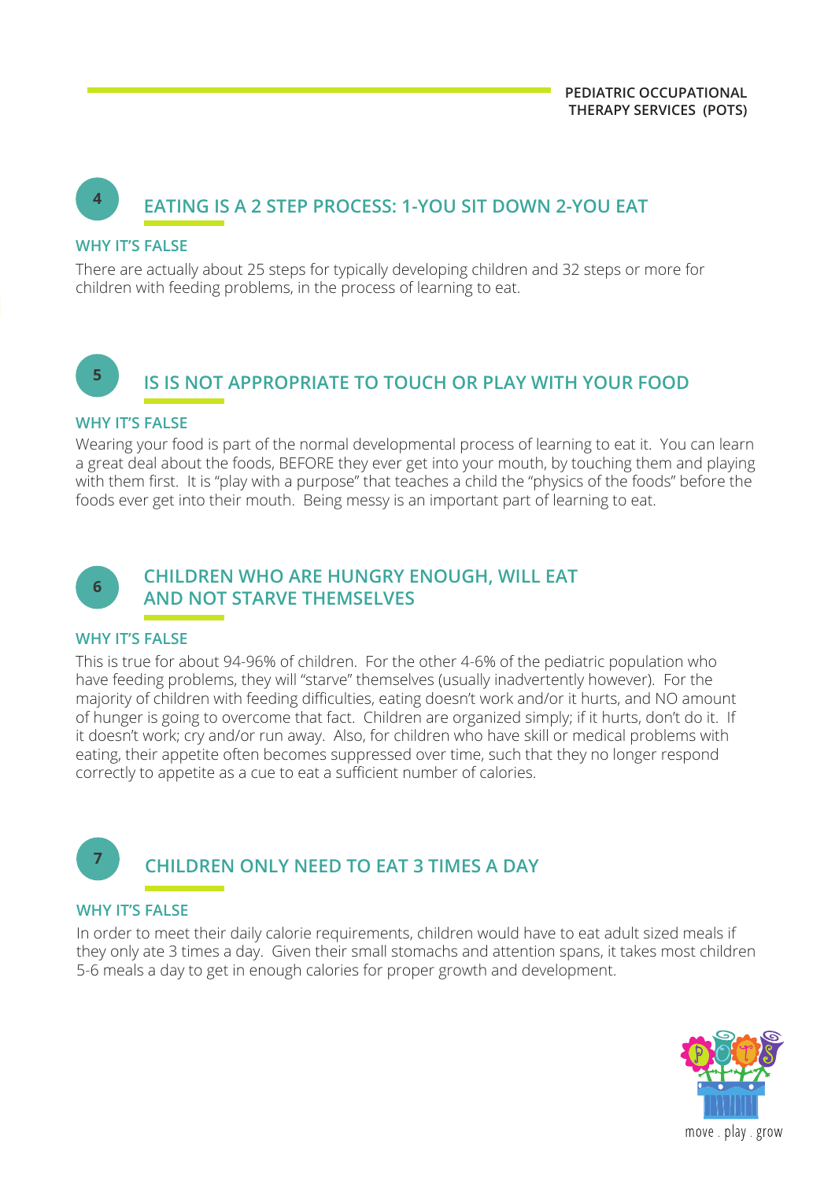## 4 EATING IS A 2 STEP PROCESS: 1-YOU SIT DOWN 2-YOU EAT

### WHY IT'S FALSE

There are actually about 25 steps for typically developing children and 32 steps or more for children with feeding problems, in the process of learning to eat.

## 5 IS IS NOT APPROPRIATE TO TOUCH OR PLAY WITH YOUR FOOD

### WHY IT'S FALSE

Wearing your food is part of the normal developmental process of learning to eat it. You can learn a great deal about the foods, BEFORE they ever get into your mouth, by touching them and playing with them first. It is "play with a purpose" that teaches a child the "physics of the foods" before the foods ever get into their mouth. Being messy is an important part of learning to eat.

## 6 CHILDREN WHO ARE HUNGRY ENOUGH, WILL EAT AND NOT STARVE THEMSELVES

### WHY IT'S FALSE

This is true for about 94-96% of children. For the other 4-6% of the pediatric population who have feeding problems, they will "starve" themselves (usually inadvertently however). For the majority of children with feeding difficulties, eating doesn't work and/or it hurts, and NO amount of hunger is going to overcome that fact. Children are organized simply; if it hurts, don't do it. If it doesn't work; cry and/or run away. Also, for children who have skill or medical problems with eating, their appetite often becomes suppressed over time, such that they no longer respond correctly to appetite as a cue to eat a sufficient number of calories.

## 7 CHILDREN ONLY NEED TO EAT 3 TIMES A DAY

### WHY IT'S FALSE

In order to meet their daily calorie requirements, children would have to eat adult sized meals if they only ate 3 times a day. Given their small stomachs and attention spans, it takes most children 5-6 meals a day to get in enough calories for proper growth and development.

move . play . grow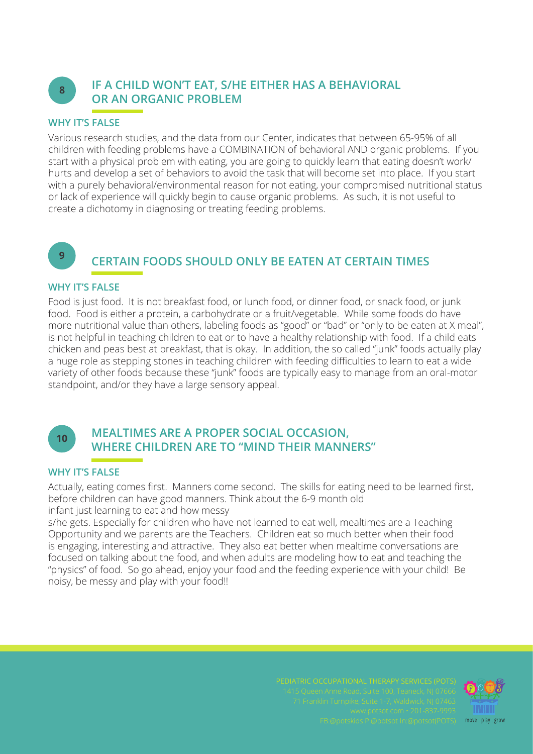## 8 IF A CHILD WON'T EAT, S/HE EITHER HAS A BEHAVIORAL OR AN ORGANIC PROBLEM

**WHY IT'S FALSE**

Various research studies, and the data from our Center, indicates that between 65-95% of all children with feeding problems have a COMBINATION of behavioral AND organic problems. If you start with a physical problem with eating, you are going to quickly learn that eating doesn't work/hurts and develop a set of behaviors to avoid the task that will become set into place. If you start with a purely behavioral/environmental reason for not eating, your compromised nutritional status or lack of experience will quickly begin to cause organic problems. As such, it is not useful to create a dichotomy in diagnosing or treating feeding problems.

## 9 CERTAIN FOODS SHOULD ONLY BE EATEN AT CERTAIN TIMES

**WHY IT'S FALSE**

Food is just food. It is not breakfast food, or lunch food, or dinner food, or snack food, or junk food. Food is either a protein, a carbohydrate or a fruit/vegetable. While some foods do have more nutritional value than others, labeling foods as "good" or "bad" or "only to be eaten at X meal", is not helpful in teaching children to eat or to have a healthy relationship with food. If a child eats chicken and peas best at breakfast, that is okay. In addition, the so called "junk" foods actually play a huge role as stepping stones in teaching children with feeding difficulties to learn to eat a wide variety of other foods because these "junk" foods are typically easy to manage from an oral-motor standpoint, and/or they have a large sensory appeal.

## 10 MEALTIMES ARE A PROPER SOCIAL OCCASION, WHERE CHILDREN ARE TO "MIND THEIR MANNERS"

**WHY IT'S FALSE**

Actually, eating comes first. Manners come second. The skills for eating need to be learned first, before children can have good manners. Think about the 6-9 month old infant just learning to eat and how messy s/he gets. Especially for children who have not learned to eat well, mealtimes are a Teaching Opportunity and we parents are the Teachers. Children eat so much better when their food is engaging, interesting and attractive. They also eat better when mealtime conversations are focused on talking about the food, and when adults are modeling how to eat and teaching the "physics" of food. So go ahead, enjoy your food and the feeding experience with your child! Be noisy, be messy and play with your food!!

PEDIATRIC OCCUPATIONAL THERAPY SERVICES (POTS)
1415 Queen Anne Road, Suite 100, Teaneck, NJ 07666
71 Franklin Turnpike, Suite 1-7, Waldwick, NJ 07463
www.potsot.com • 201-837-9993
FB:@potskids P:@potsot In:@potsot(POTS)

move . play . grow